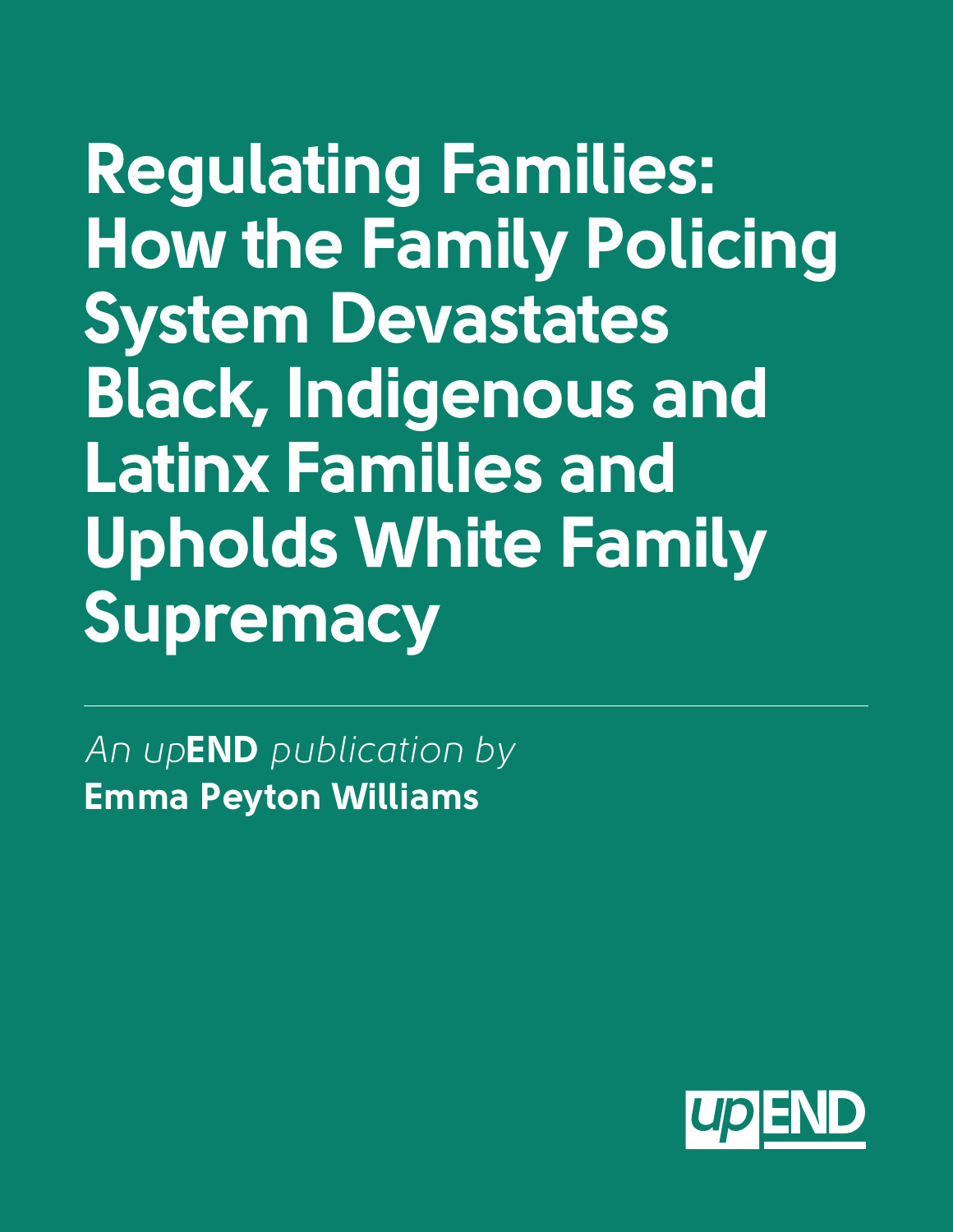# Regulating Families: How the Family Policing System Devastates Black, Indigenous and Latinx Families and Upholds White Family Supremacy

---

*An up***END** *publication by*
**Emma Peyton Williams**

upEND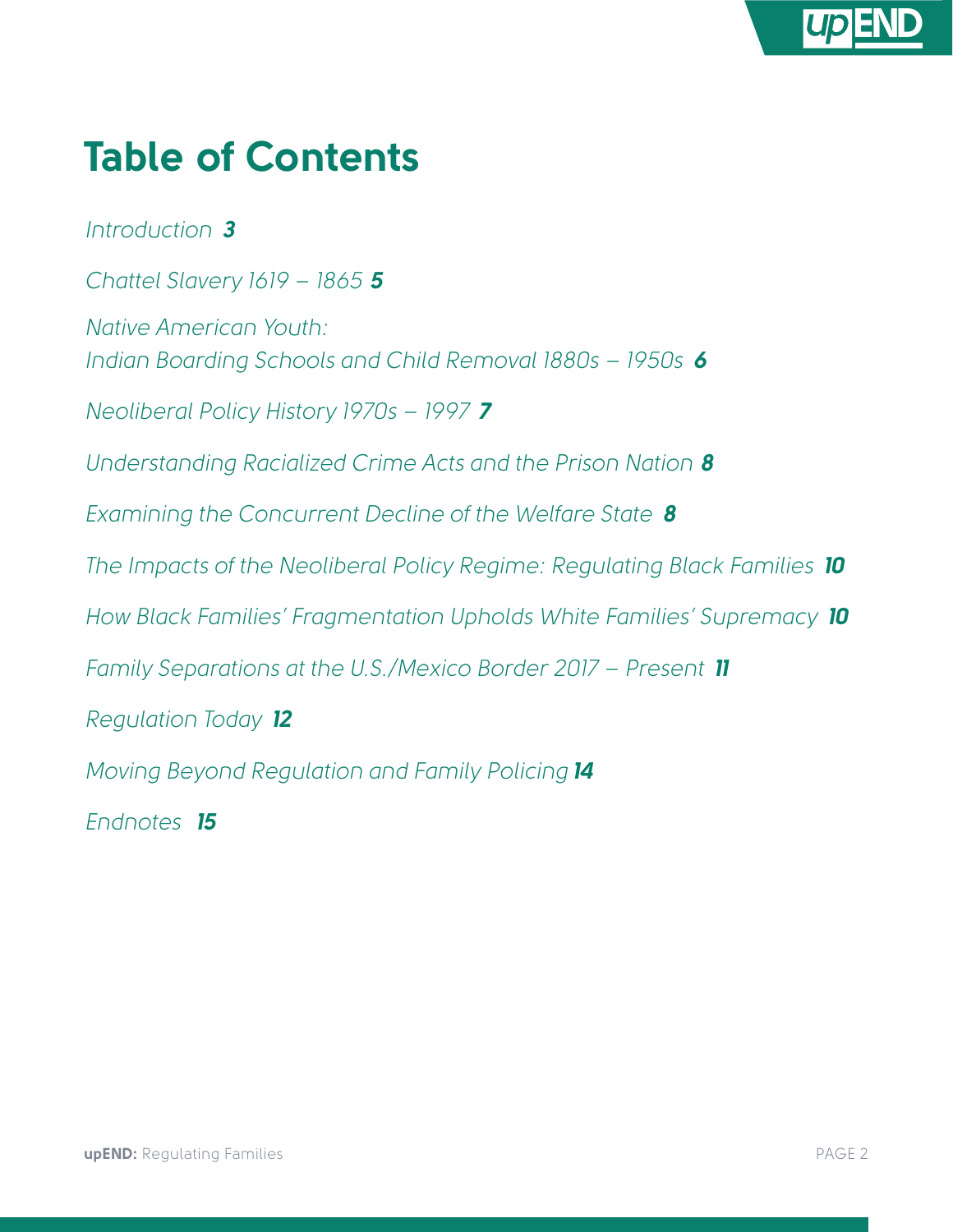# Table of Contents

*Introduction* ***3***

*Chattel Slavery 1619 – 1865* ***5***

*Native American Youth:*
*Indian Boarding Schools and Child Removal 1880s – 1950s* ***6***

*Neoliberal Policy History 1970s – 1997* ***7***

*Understanding Racialized Crime Acts and the Prison Nation* ***8***

*Examining the Concurrent Decline of the Welfare State* ***8***

*The Impacts of the Neoliberal Policy Regime: Regulating Black Families* ***10***

*How Black Families' Fragmentation Upholds White Families' Supremacy* ***10***

*Family Separations at the U.S./Mexico Border 2017 – Present* ***11***

*Regulation Today* ***12***

*Moving Beyond Regulation and Family Policing* ***14***

*Endnotes* ***15***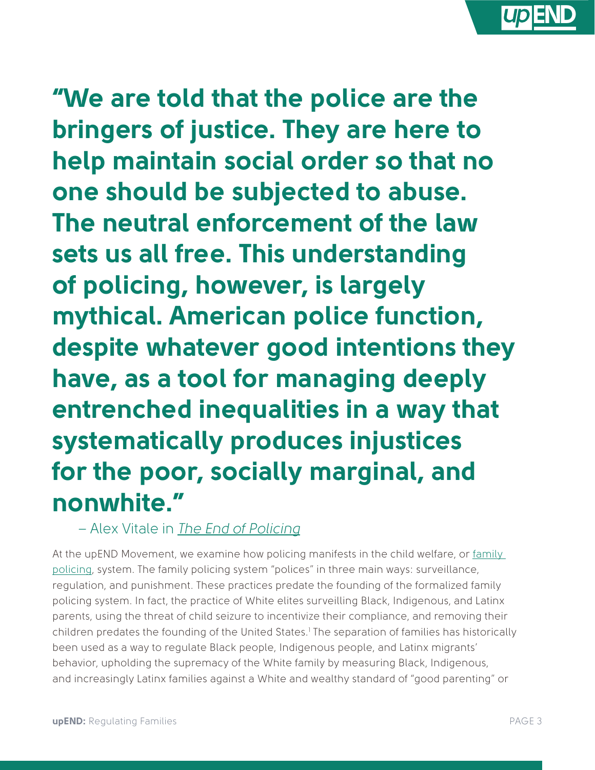**"We are told that the police are the bringers of justice. They are here to help maintain social order so that no one should be subjected to abuse. The neutral enforcement of the law sets us all free. This understanding of policing, however, is largely mythical. American police function, despite whatever good intentions they have, as a tool for managing deeply entrenched inequalities in a way that systematically produces injustices for the poor, socially marginal, and nonwhite."**

– Alex Vitale in *The End of Policing*

At the upEND Movement, we examine how policing manifests in the child welfare, or family policing, system. The family policing system "polices" in three main ways: surveillance, regulation, and punishment. These practices predate the founding of the formalized family policing system. In fact, the practice of White elites surveilling Black, Indigenous, and Latinx parents, using the threat of child seizure to incentivize their compliance, and removing their children predates the founding of the United States.[1] The separation of families has historically been used as a way to regulate Black people, Indigenous people, and Latinx migrants' behavior, upholding the supremacy of the White family by measuring Black, Indigenous, and increasingly Latinx families against a White and wealthy standard of "good parenting" or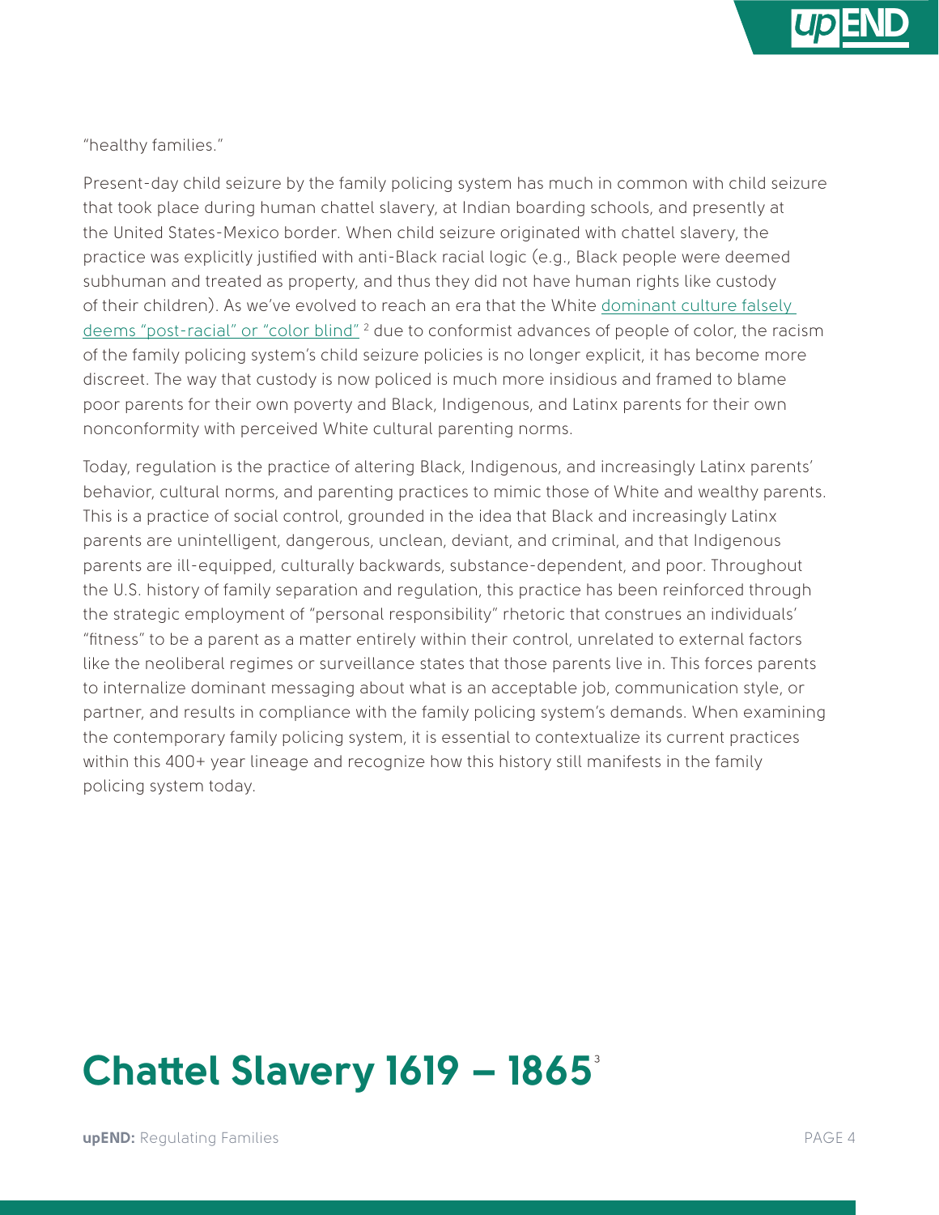"healthy families."

Present-day child seizure by the family policing system has much in common with child seizure that took place during human chattel slavery, at Indian boarding schools, and presently at the United States-Mexico border. When child seizure originated with chattel slavery, the practice was explicitly justified with anti-Black racial logic (e.g., Black people were deemed subhuman and treated as property, and thus they did not have human rights like custody of their children). As we've evolved to reach an era that the White dominant culture falsely deems "post-racial" or "color blind" [2] due to conformist advances of people of color, the racism of the family policing system's child seizure policies is no longer explicit, it has become more discreet. The way that custody is now policed is much more insidious and framed to blame poor parents for their own poverty and Black, Indigenous, and Latinx parents for their own nonconformity with perceived White cultural parenting norms.

Today, regulation is the practice of altering Black, Indigenous, and increasingly Latinx parents' behavior, cultural norms, and parenting practices to mimic those of White and wealthy parents. This is a practice of social control, grounded in the idea that Black and increasingly Latinx parents are unintelligent, dangerous, unclean, deviant, and criminal, and that Indigenous parents are ill-equipped, culturally backwards, substance-dependent, and poor. Throughout the U.S. history of family separation and regulation, this practice has been reinforced through the strategic employment of "personal responsibility" rhetoric that construes an individuals' "fitness" to be a parent as a matter entirely within their control, unrelated to external factors like the neoliberal regimes or surveillance states that those parents live in. This forces parents to internalize dominant messaging about what is an acceptable job, communication style, or partner, and results in compliance with the family policing system's demands. When examining the contemporary family policing system, it is essential to contextualize its current practices within this 400+ year lineage and recognize how this history still manifests in the family policing system today.

# Chattel Slavery 1619 – 1865[3]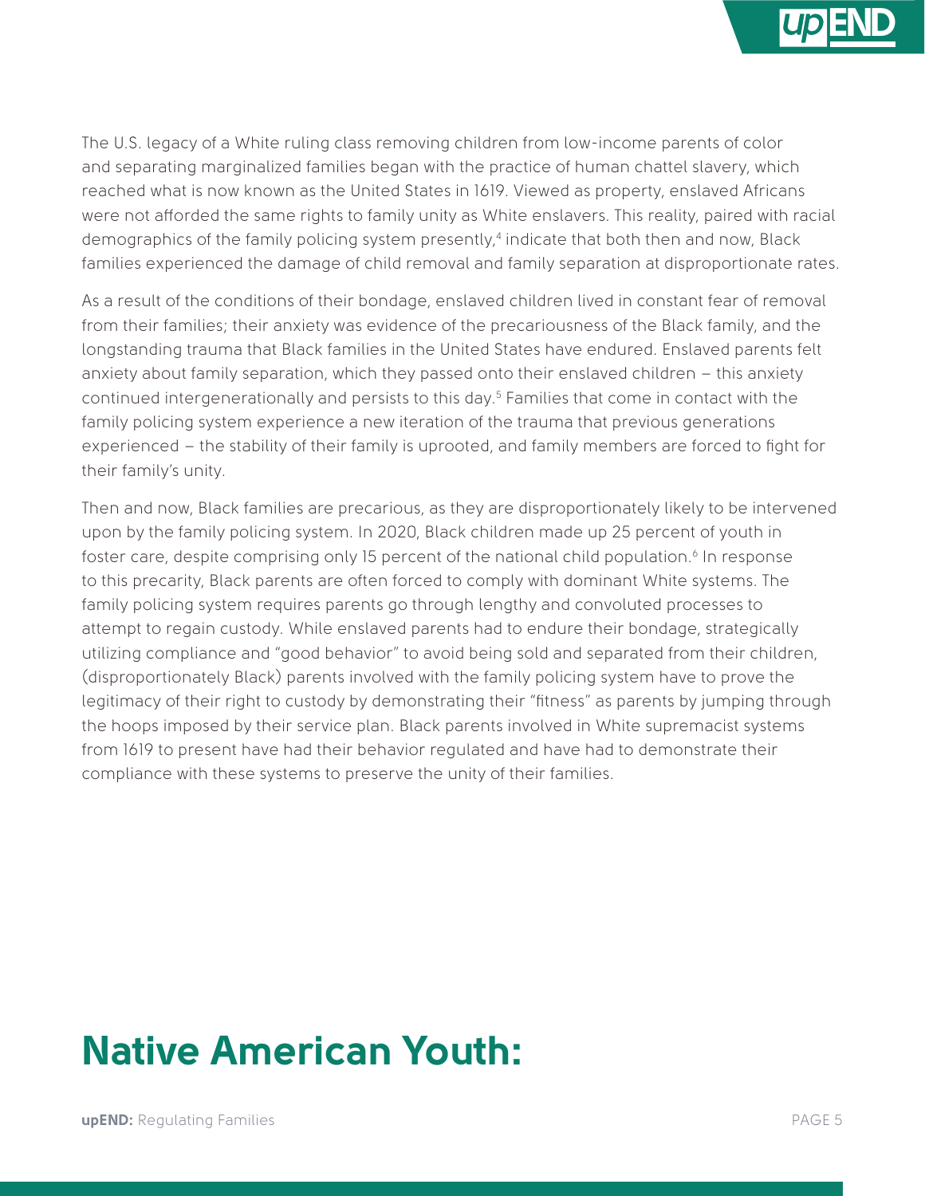The U.S. legacy of a White ruling class removing children from low-income parents of color and separating marginalized families began with the practice of human chattel slavery, which reached what is now known as the United States in 1619. Viewed as property, enslaved Africans were not afforded the same rights to family unity as White enslavers. This reality, paired with racial demographics of the family policing system presently,[4] indicate that both then and now, Black families experienced the damage of child removal and family separation at disproportionate rates.

As a result of the conditions of their bondage, enslaved children lived in constant fear of removal from their families; their anxiety was evidence of the precariousness of the Black family, and the longstanding trauma that Black families in the United States have endured. Enslaved parents felt anxiety about family separation, which they passed onto their enslaved children – this anxiety continued intergenerationally and persists to this day.[5] Families that come in contact with the family policing system experience a new iteration of the trauma that previous generations experienced – the stability of their family is uprooted, and family members are forced to fight for their family's unity.

Then and now, Black families are precarious, as they are disproportionately likely to be intervened upon by the family policing system. In 2020, Black children made up 25 percent of youth in foster care, despite comprising only 15 percent of the national child population.[6] In response to this precarity, Black parents are often forced to comply with dominant White systems. The family policing system requires parents go through lengthy and convoluted processes to attempt to regain custody. While enslaved parents had to endure their bondage, strategically utilizing compliance and "good behavior" to avoid being sold and separated from their children, (disproportionately Black) parents involved with the family policing system have to prove the legitimacy of their right to custody by demonstrating their "fitness" as parents by jumping through the hoops imposed by their service plan. Black parents involved in White supremacist systems from 1619 to present have had their behavior regulated and have had to demonstrate their compliance with these systems to preserve the unity of their families.

## Native American Youth: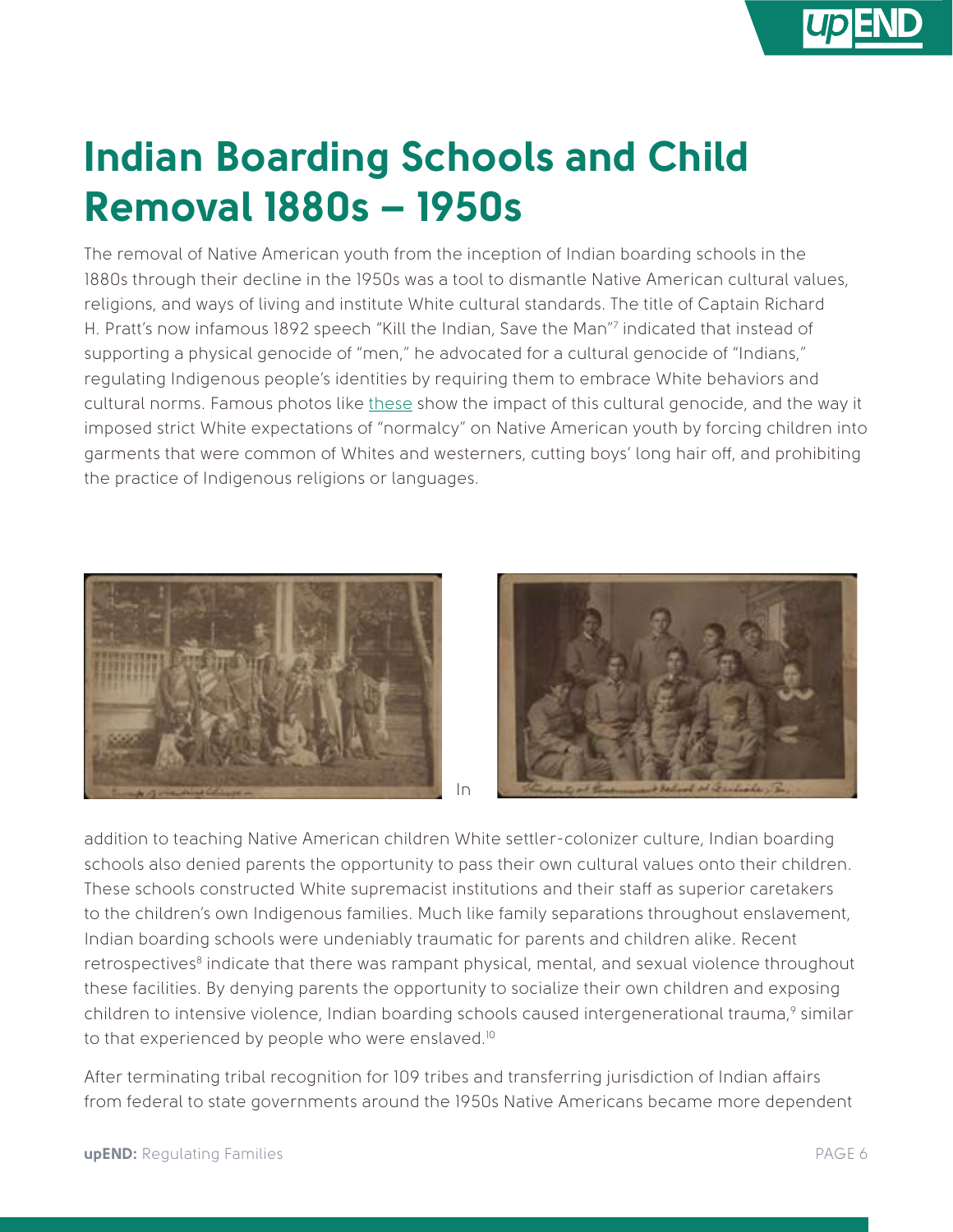# Indian Boarding Schools and Child Removal 1880s – 1950s

The removal of Native American youth from the inception of Indian boarding schools in the 1880s through their decline in the 1950s was a tool to dismantle Native American cultural values, religions, and ways of living and institute White cultural standards. The title of Captain Richard H. Pratt's now infamous 1892 speech "Kill the Indian, Save the Man"[7] indicated that instead of supporting a physical genocide of "men," he advocated for a cultural genocide of "Indians," regulating Indigenous people's identities by requiring them to embrace White behaviors and cultural norms. Famous photos like these show the impact of this cultural genocide, and the way it imposed strict White expectations of "normalcy" on Native American youth by forcing children into garments that were common of Whites and westerners, cutting boys' long hair off, and prohibiting the practice of Indigenous religions or languages.

In addition to teaching Native American children White settler-colonizer culture, Indian boarding schools also denied parents the opportunity to pass their own cultural values onto their children. These schools constructed White supremacist institutions and their staff as superior caretakers to the children's own Indigenous families. Much like family separations throughout enslavement, Indian boarding schools were undeniably traumatic for parents and children alike. Recent retrospectives[8] indicate that there was rampant physical, mental, and sexual violence throughout these facilities. By denying parents the opportunity to socialize their own children and exposing children to intensive violence, Indian boarding schools caused intergenerational trauma,[9] similar to that experienced by people who were enslaved.[10]

After terminating tribal recognition for 109 tribes and transferring jurisdiction of Indian affairs from federal to state governments around the 1950s Native Americans became more dependent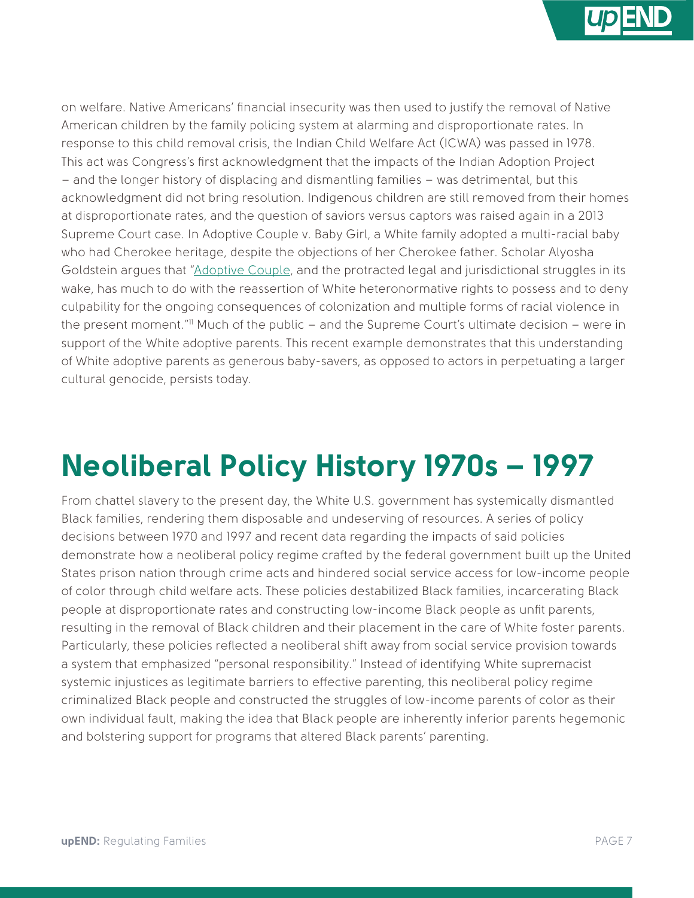on welfare. Native Americans' financial insecurity was then used to justify the removal of Native American children by the family policing system at alarming and disproportionate rates. In response to this child removal crisis, the Indian Child Welfare Act (ICWA) was passed in 1978. This act was Congress's first acknowledgment that the impacts of the Indian Adoption Project – and the longer history of displacing and dismantling families – was detrimental, but this acknowledgment did not bring resolution. Indigenous children are still removed from their homes at disproportionate rates, and the question of saviors versus captors was raised again in a 2013 Supreme Court case. In Adoptive Couple v. Baby Girl, a White family adopted a multi-racial baby who had Cherokee heritage, despite the objections of her Cherokee father. Scholar Alyosha Goldstein argues that "Adoptive Couple, and the protracted legal and jurisdictional struggles in its wake, has much to do with the reassertion of White heteronormative rights to possess and to deny culpability for the ongoing consequences of colonization and multiple forms of racial violence in the present moment."[11] Much of the public – and the Supreme Court's ultimate decision – were in support of the White adoptive parents. This recent example demonstrates that this understanding of White adoptive parents as generous baby-savers, as opposed to actors in perpetuating a larger cultural genocide, persists today.

# Neoliberal Policy History 1970s – 1997

From chattel slavery to the present day, the White U.S. government has systemically dismantled Black families, rendering them disposable and undeserving of resources. A series of policy decisions between 1970 and 1997 and recent data regarding the impacts of said policies demonstrate how a neoliberal policy regime crafted by the federal government built up the United States prison nation through crime acts and hindered social service access for low-income people of color through child welfare acts. These policies destabilized Black families, incarcerating Black people at disproportionate rates and constructing low-income Black people as unfit parents, resulting in the removal of Black children and their placement in the care of White foster parents. Particularly, these policies reflected a neoliberal shift away from social service provision towards a system that emphasized "personal responsibility." Instead of identifying White supremacist systemic injustices as legitimate barriers to effective parenting, this neoliberal policy regime criminalized Black people and constructed the struggles of low-income parents of color as their own individual fault, making the idea that Black people are inherently inferior parents hegemonic and bolstering support for programs that altered Black parents' parenting.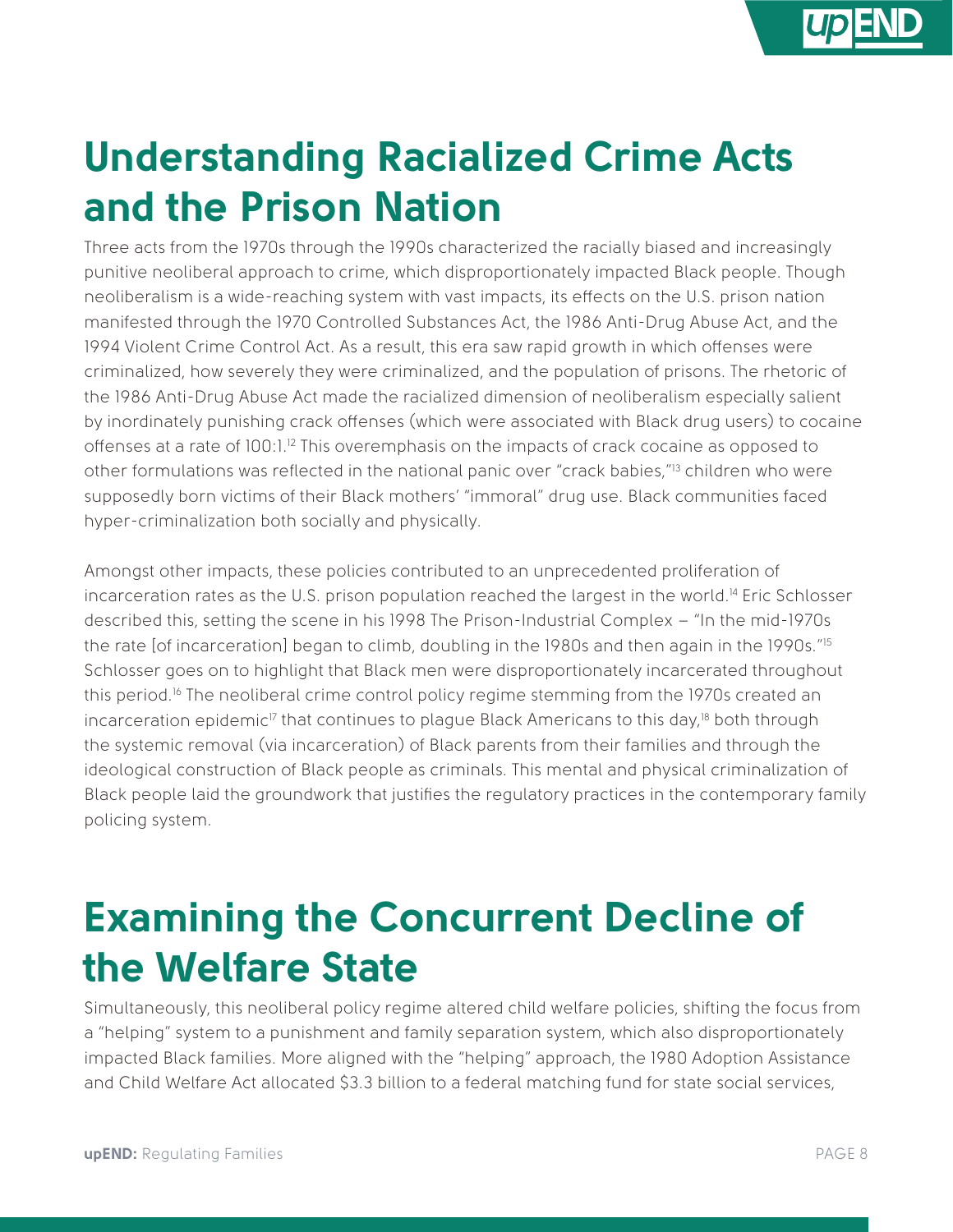## Understanding Racialized Crime Acts and the Prison Nation

Three acts from the 1970s through the 1990s characterized the racially biased and increasingly punitive neoliberal approach to crime, which disproportionately impacted Black people. Though neoliberalism is a wide-reaching system with vast impacts, its effects on the U.S. prison nation manifested through the 1970 Controlled Substances Act, the 1986 Anti-Drug Abuse Act, and the 1994 Violent Crime Control Act. As a result, this era saw rapid growth in which offenses were criminalized, how severely they were criminalized, and the population of prisons. The rhetoric of the 1986 Anti-Drug Abuse Act made the racialized dimension of neoliberalism especially salient by inordinately punishing crack offenses (which were associated with Black drug users) to cocaine offenses at a rate of 100:1.[12] This overemphasis on the impacts of crack cocaine as opposed to other formulations was reflected in the national panic over "crack babies,"[13] children who were supposedly born victims of their Black mothers' "immoral" drug use. Black communities faced hyper-criminalization both socially and physically.

Amongst other impacts, these policies contributed to an unprecedented proliferation of incarceration rates as the U.S. prison population reached the largest in the world.[14] Eric Schlosser described this, setting the scene in his 1998 The Prison-Industrial Complex – "In the mid-1970s the rate [of incarceration] began to climb, doubling in the 1980s and then again in the 1990s."[15] Schlosser goes on to highlight that Black men were disproportionately incarcerated throughout this period.[16] The neoliberal crime control policy regime stemming from the 1970s created an incarceration epidemic[17] that continues to plague Black Americans to this day,[18] both through the systemic removal (via incarceration) of Black parents from their families and through the ideological construction of Black people as criminals. This mental and physical criminalization of Black people laid the groundwork that justifies the regulatory practices in the contemporary family policing system.

## Examining the Concurrent Decline of the Welfare State

Simultaneously, this neoliberal policy regime altered child welfare policies, shifting the focus from a "helping" system to a punishment and family separation system, which also disproportionately impacted Black families. More aligned with the "helping" approach, the 1980 Adoption Assistance and Child Welfare Act allocated $3.3 billion to a federal matching fund for state social services,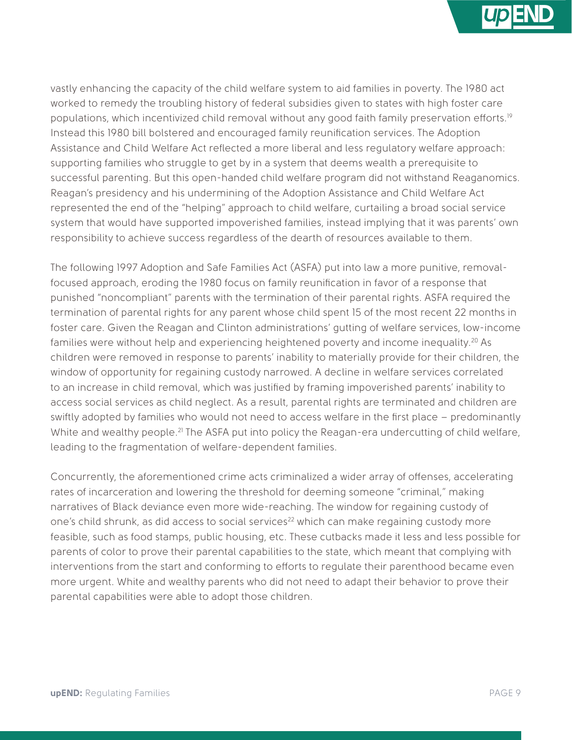vastly enhancing the capacity of the child welfare system to aid families in poverty. The 1980 act worked to remedy the troubling history of federal subsidies given to states with high foster care populations, which incentivized child removal without any good faith family preservation efforts.[19] Instead this 1980 bill bolstered and encouraged family reunification services. The Adoption Assistance and Child Welfare Act reflected a more liberal and less regulatory welfare approach: supporting families who struggle to get by in a system that deems wealth a prerequisite to successful parenting. But this open-handed child welfare program did not withstand Reaganomics. Reagan's presidency and his undermining of the Adoption Assistance and Child Welfare Act represented the end of the "helping" approach to child welfare, curtailing a broad social service system that would have supported impoverished families, instead implying that it was parents' own responsibility to achieve success regardless of the dearth of resources available to them.

The following 1997 Adoption and Safe Families Act (ASFA) put into law a more punitive, removal-focused approach, eroding the 1980 focus on family reunification in favor of a response that punished "noncompliant" parents with the termination of their parental rights. ASFA required the termination of parental rights for any parent whose child spent 15 of the most recent 22 months in foster care. Given the Reagan and Clinton administrations' gutting of welfare services, low-income families were without help and experiencing heightened poverty and income inequality.[20] As children were removed in response to parents' inability to materially provide for their children, the window of opportunity for regaining custody narrowed. A decline in welfare services correlated to an increase in child removal, which was justified by framing impoverished parents' inability to access social services as child neglect. As a result, parental rights are terminated and children are swiftly adopted by families who would not need to access welfare in the first place – predominantly White and wealthy people.[21] The ASFA put into policy the Reagan-era undercutting of child welfare, leading to the fragmentation of welfare-dependent families.

Concurrently, the aforementioned crime acts criminalized a wider array of offenses, accelerating rates of incarceration and lowering the threshold for deeming someone "criminal," making narratives of Black deviance even more wide-reaching. The window for regaining custody of one's child shrunk, as did access to social services[22] which can make regaining custody more feasible, such as food stamps, public housing, etc. These cutbacks made it less and less possible for parents of color to prove their parental capabilities to the state, which meant that complying with interventions from the start and conforming to efforts to regulate their parenthood became even more urgent. White and wealthy parents who did not need to adapt their behavior to prove their parental capabilities were able to adopt those children.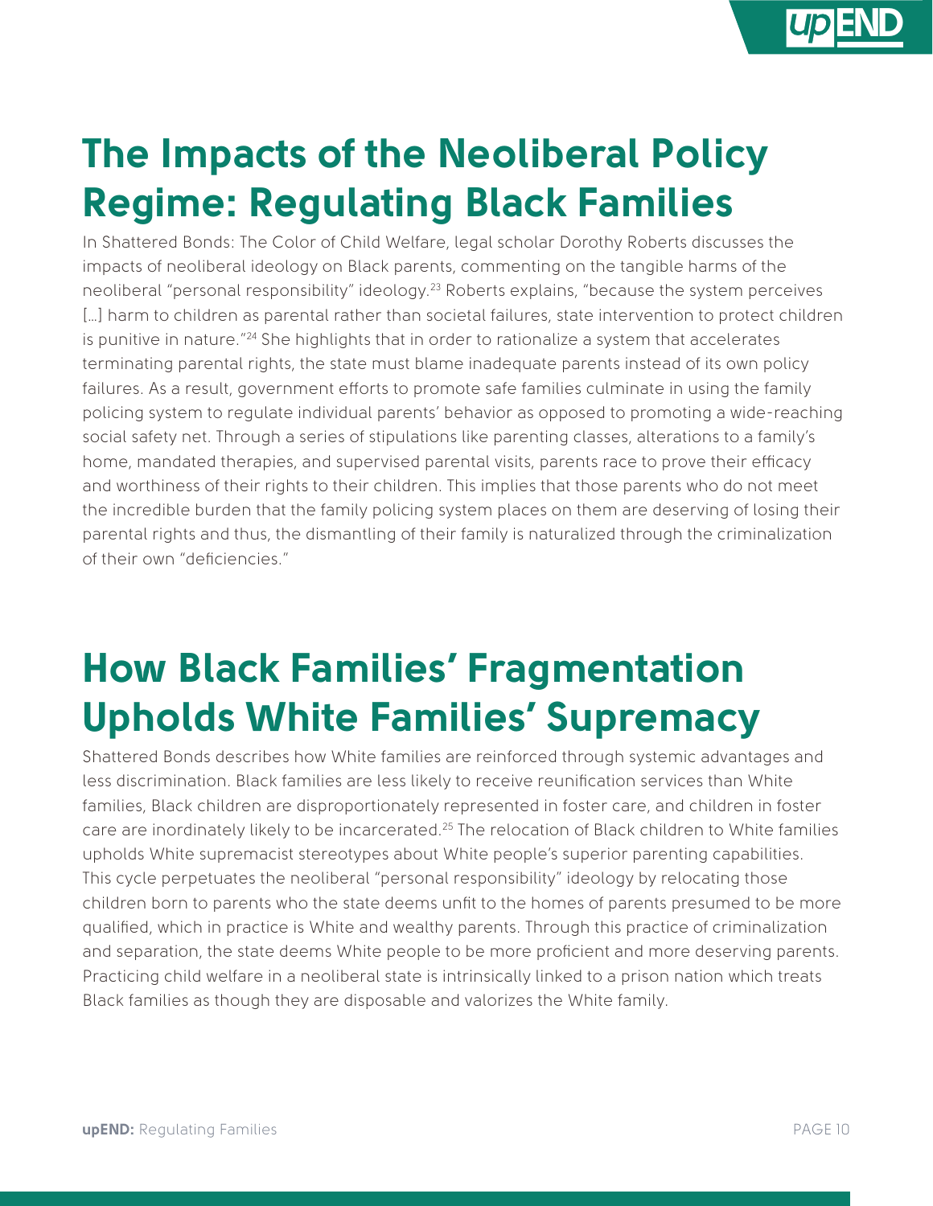# The Impacts of the Neoliberal Policy Regime: Regulating Black Families

In Shattered Bonds: The Color of Child Welfare, legal scholar Dorothy Roberts discusses the impacts of neoliberal ideology on Black parents, commenting on the tangible harms of the neoliberal "personal responsibility" ideology.[23] Roberts explains, "because the system perceives [...] harm to children as parental rather than societal failures, state intervention to protect children is punitive in nature."[24] She highlights that in order to rationalize a system that accelerates terminating parental rights, the state must blame inadequate parents instead of its own policy failures. As a result, government efforts to promote safe families culminate in using the family policing system to regulate individual parents' behavior as opposed to promoting a wide-reaching social safety net. Through a series of stipulations like parenting classes, alterations to a family's home, mandated therapies, and supervised parental visits, parents race to prove their efficacy and worthiness of their rights to their children. This implies that those parents who do not meet the incredible burden that the family policing system places on them are deserving of losing their parental rights and thus, the dismantling of their family is naturalized through the criminalization of their own "deficiencies."

# How Black Families' Fragmentation Upholds White Families' Supremacy

Shattered Bonds describes how White families are reinforced through systemic advantages and less discrimination. Black families are less likely to receive reunification services than White families, Black children are disproportionately represented in foster care, and children in foster care are inordinately likely to be incarcerated.[25] The relocation of Black children to White families upholds White supremacist stereotypes about White people's superior parenting capabilities. This cycle perpetuates the neoliberal "personal responsibility" ideology by relocating those children born to parents who the state deems unfit to the homes of parents presumed to be more qualified, which in practice is White and wealthy parents. Through this practice of criminalization and separation, the state deems White people to be more proficient and more deserving parents. Practicing child welfare in a neoliberal state is intrinsically linked to a prison nation which treats Black families as though they are disposable and valorizes the White family.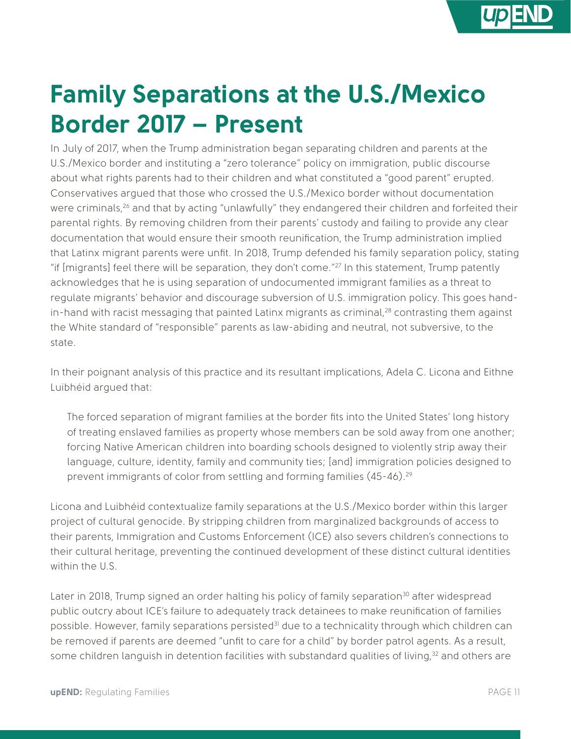# Family Separations at the U.S./Mexico Border 2017 – Present

In July of 2017, when the Trump administration began separating children and parents at the U.S./Mexico border and instituting a "zero tolerance" policy on immigration, public discourse about what rights parents had to their children and what constituted a "good parent" erupted. Conservatives argued that those who crossed the U.S./Mexico border without documentation were criminals,[26] and that by acting "unlawfully" they endangered their children and forfeited their parental rights. By removing children from their parents' custody and failing to provide any clear documentation that would ensure their smooth reunification, the Trump administration implied that Latinx migrant parents were unfit. In 2018, Trump defended his family separation policy, stating "if [migrants] feel there will be separation, they don't come."[27] In this statement, Trump patently acknowledges that he is using separation of undocumented immigrant families as a threat to regulate migrants' behavior and discourage subversion of U.S. immigration policy. This goes hand-in-hand with racist messaging that painted Latinx migrants as criminal,[28] contrasting them against the White standard of "responsible" parents as law-abiding and neutral, not subversive, to the state.

In their poignant analysis of this practice and its resultant implications, Adela C. Licona and Eithne Luibhéid argued that:

> The forced separation of migrant families at the border fits into the United States' long history of treating enslaved families as property whose members can be sold away from one another; forcing Native American children into boarding schools designed to violently strip away their language, culture, identity, family and community ties; [and] immigration policies designed to prevent immigrants of color from settling and forming families (45-46).[29]

Licona and Luibhéid contextualize family separations at the U.S./Mexico border within this larger project of cultural genocide. By stripping children from marginalized backgrounds of access to their parents, Immigration and Customs Enforcement (ICE) also severs children's connections to their cultural heritage, preventing the continued development of these distinct cultural identities within the U.S.

Later in 2018, Trump signed an order halting his policy of family separation[30] after widespread public outcry about ICE's failure to adequately track detainees to make reunification of families possible. However, family separations persisted[31] due to a technicality through which children can be removed if parents are deemed "unfit to care for a child" by border patrol agents. As a result, some children languish in detention facilities with substandard qualities of living,[32] and others are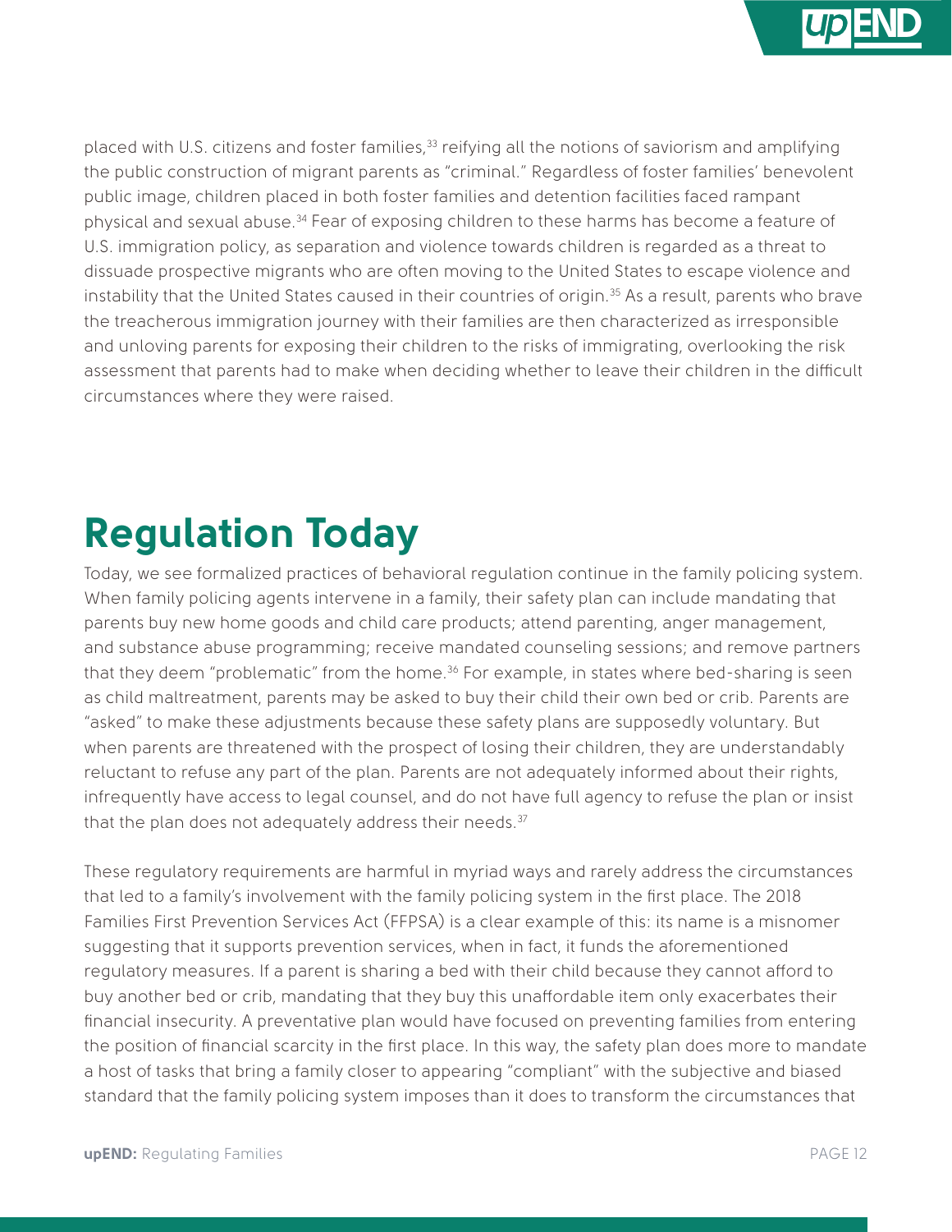placed with U.S. citizens and foster families,[33] reifying all the notions of saviorism and amplifying the public construction of migrant parents as "criminal." Regardless of foster families' benevolent public image, children placed in both foster families and detention facilities faced rampant physical and sexual abuse.[34] Fear of exposing children to these harms has become a feature of U.S. immigration policy, as separation and violence towards children is regarded as a threat to dissuade prospective migrants who are often moving to the United States to escape violence and instability that the United States caused in their countries of origin.[35] As a result, parents who brave the treacherous immigration journey with their families are then characterized as irresponsible and unloving parents for exposing their children to the risks of immigrating, overlooking the risk assessment that parents had to make when deciding whether to leave their children in the difficult circumstances where they were raised.

## Regulation Today

Today, we see formalized practices of behavioral regulation continue in the family policing system. When family policing agents intervene in a family, their safety plan can include mandating that parents buy new home goods and child care products; attend parenting, anger management, and substance abuse programming; receive mandated counseling sessions; and remove partners that they deem "problematic" from the home.[36] For example, in states where bed-sharing is seen as child maltreatment, parents may be asked to buy their child their own bed or crib. Parents are "asked" to make these adjustments because these safety plans are supposedly voluntary. But when parents are threatened with the prospect of losing their children, they are understandably reluctant to refuse any part of the plan. Parents are not adequately informed about their rights, infrequently have access to legal counsel, and do not have full agency to refuse the plan or insist that the plan does not adequately address their needs.[37]

These regulatory requirements are harmful in myriad ways and rarely address the circumstances that led to a family's involvement with the family policing system in the first place. The 2018 Families First Prevention Services Act (FFPSA) is a clear example of this: its name is a misnomer suggesting that it supports prevention services, when in fact, it funds the aforementioned regulatory measures. If a parent is sharing a bed with their child because they cannot afford to buy another bed or crib, mandating that they buy this unaffordable item only exacerbates their financial insecurity. A preventative plan would have focused on preventing families from entering the position of financial scarcity in the first place. In this way, the safety plan does more to mandate a host of tasks that bring a family closer to appearing "compliant" with the subjective and biased standard that the family policing system imposes than it does to transform the circumstances that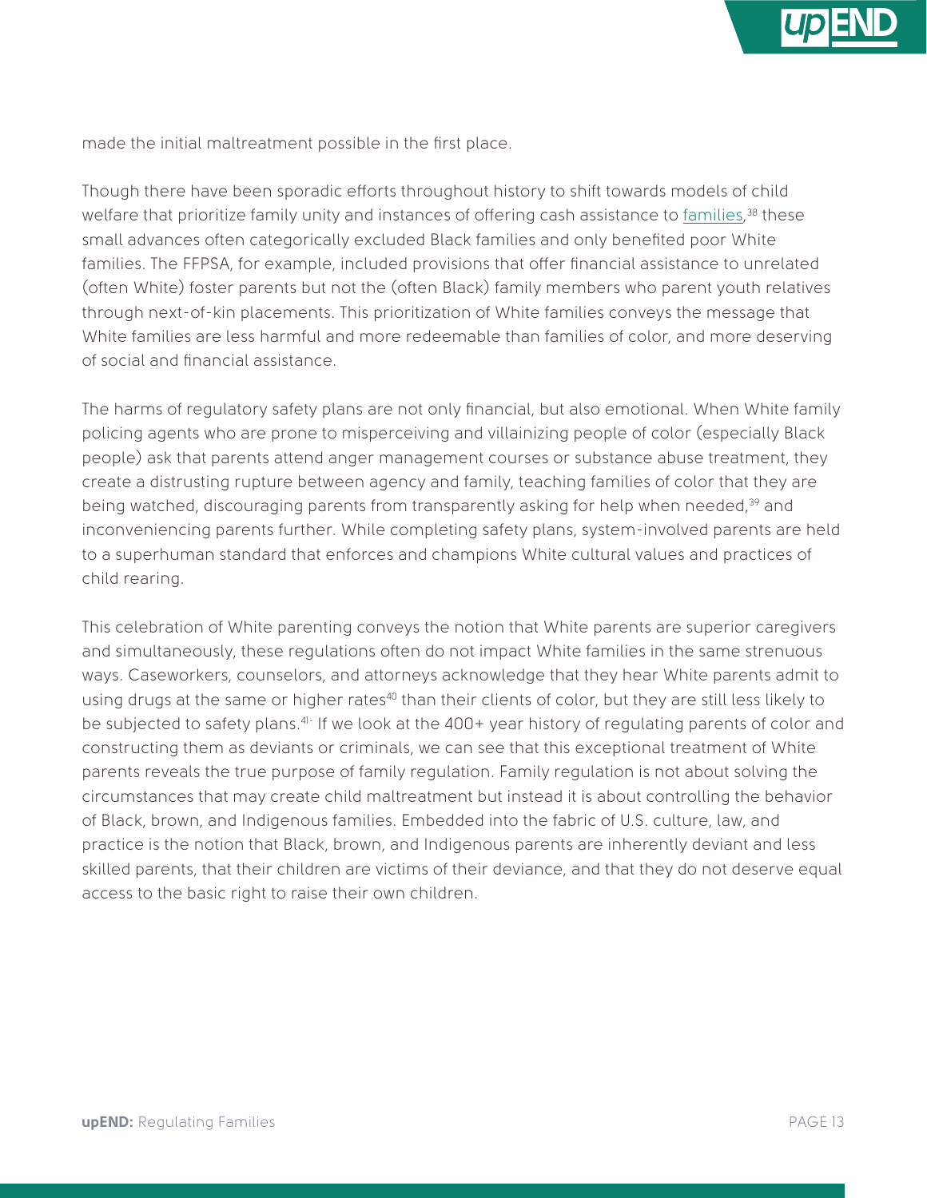made the initial maltreatment possible in the first place.

Though there have been sporadic efforts throughout history to shift towards models of child welfare that prioritize family unity and instances of offering cash assistance to families,[38] these small advances often categorically excluded Black families and only benefited poor White families. The FFPSA, for example, included provisions that offer financial assistance to unrelated (often White) foster parents but not the (often Black) family members who parent youth relatives through next-of-kin placements. This prioritization of White families conveys the message that White families are less harmful and more redeemable than families of color, and more deserving of social and financial assistance.

The harms of regulatory safety plans are not only financial, but also emotional. When White family policing agents who are prone to misperceiving and villainizing people of color (especially Black people) ask that parents attend anger management courses or substance abuse treatment, they create a distrusting rupture between agency and family, teaching families of color that they are being watched, discouraging parents from transparently asking for help when needed,[39] and inconveniencing parents further. While completing safety plans, system-involved parents are held to a superhuman standard that enforces and champions White cultural values and practices of child rearing.

This celebration of White parenting conveys the notion that White parents are superior caregivers and simultaneously, these regulations often do not impact White families in the same strenuous ways. Caseworkers, counselors, and attorneys acknowledge that they hear White parents admit to using drugs at the same or higher rates[40] than their clients of color, but they are still less likely to be subjected to safety plans.[41] If we look at the 400+ year history of regulating parents of color and constructing them as deviants or criminals, we can see that this exceptional treatment of White parents reveals the true purpose of family regulation. Family regulation is not about solving the circumstances that may create child maltreatment but instead it is about controlling the behavior of Black, brown, and Indigenous families. Embedded into the fabric of U.S. culture, law, and practice is the notion that Black, brown, and Indigenous parents are inherently deviant and less skilled parents, that their children are victims of their deviance, and that they do not deserve equal access to the basic right to raise their own children.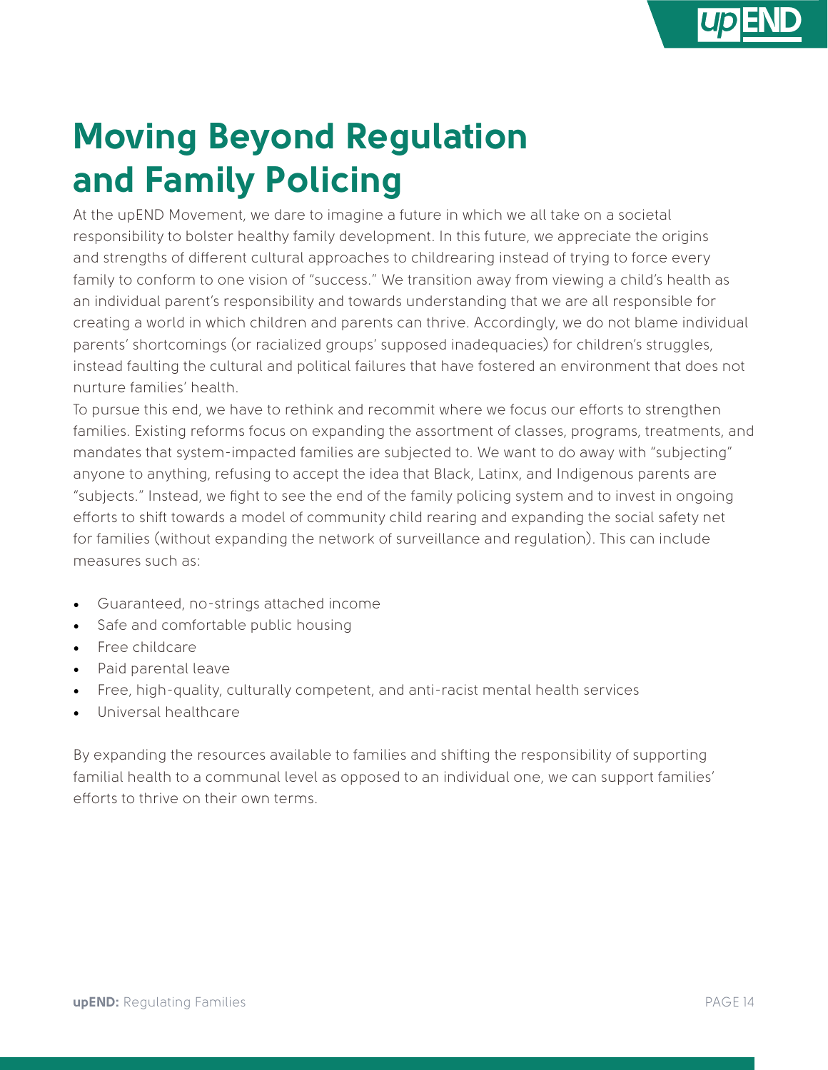# Moving Beyond Regulation and Family Policing

At the upEND Movement, we dare to imagine a future in which we all take on a societal responsibility to bolster healthy family development. In this future, we appreciate the origins and strengths of different cultural approaches to childrearing instead of trying to force every family to conform to one vision of "success." We transition away from viewing a child's health as an individual parent's responsibility and towards understanding that we are all responsible for creating a world in which children and parents can thrive. Accordingly, we do not blame individual parents' shortcomings (or racialized groups' supposed inadequacies) for children's struggles, instead faulting the cultural and political failures that have fostered an environment that does not nurture families' health.

To pursue this end, we have to rethink and recommit where we focus our efforts to strengthen families. Existing reforms focus on expanding the assortment of classes, programs, treatments, and mandates that system-impacted families are subjected to. We want to do away with "subjecting" anyone to anything, refusing to accept the idea that Black, Latinx, and Indigenous parents are "subjects." Instead, we fight to see the end of the family policing system and to invest in ongoing efforts to shift towards a model of community child rearing and expanding the social safety net for families (without expanding the network of surveillance and regulation). This can include measures such as:

- Guaranteed, no-strings attached income
- Safe and comfortable public housing
- Free childcare
- Paid parental leave
- Free, high-quality, culturally competent, and anti-racist mental health services
- Universal healthcare

By expanding the resources available to families and shifting the responsibility of supporting familial health to a communal level as opposed to an individual one, we can support families' efforts to thrive on their own terms.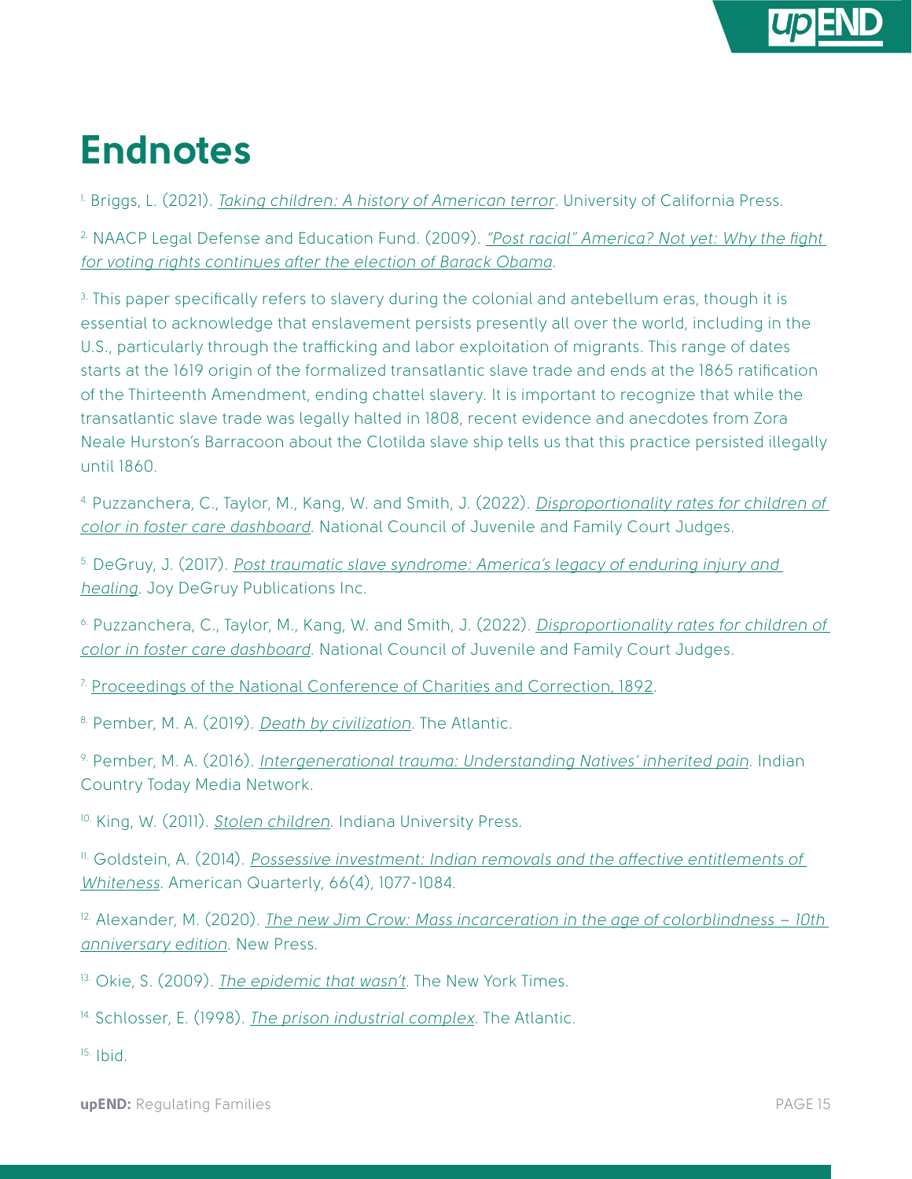# Endnotes

[1] Briggs, L. (2021). *Taking children: A history of American terror*. University of California Press.

[2] NAACP Legal Defense and Education Fund. (2009). *"Post racial" America? Not yet: Why the fight for voting rights continues after the election of Barack Obama*.

[3] This paper specifically refers to slavery during the colonial and antebellum eras, though it is essential to acknowledge that enslavement persists presently all over the world, including in the U.S., particularly through the trafficking and labor exploitation of migrants. This range of dates starts at the 1619 origin of the formalized transatlantic slave trade and ends at the 1865 ratification of the Thirteenth Amendment, ending chattel slavery. It is important to recognize that while the transatlantic slave trade was legally halted in 1808, recent evidence and anecdotes from Zora Neale Hurston's Barracoon about the Clotilda slave ship tells us that this practice persisted illegally until 1860.

[4] Puzzanchera, C., Taylor, M., Kang, W. and Smith, J. (2022). *Disproportionality rates for children of color in foster care dashboard*. National Council of Juvenile and Family Court Judges.

[5] DeGruy, J. (2017). *Post traumatic slave syndrome: America's legacy of enduring injury and healing*. Joy DeGruy Publications Inc.

[6] Puzzanchera, C., Taylor, M., Kang, W. and Smith, J. (2022). *Disproportionality rates for children of color in foster care dashboard*. National Council of Juvenile and Family Court Judges.

[7] Proceedings of the National Conference of Charities and Correction, 1892.

[8] Pember, M. A. (2019). *Death by civilization*. The Atlantic.

[9] Pember, M. A. (2016). *Intergenerational trauma: Understanding Natives' inherited pain*. Indian Country Today Media Network.

[10] King, W. (2011). *Stolen children*. Indiana University Press.

[11] Goldstein, A. (2014). *Possessive investment: Indian removals and the affective entitlements of Whiteness*. American Quarterly, 66(4), 1077-1084.

[12] Alexander, M. (2020). *The new Jim Crow: Mass incarceration in the age of colorblindness – 10th anniversary edition*. New Press.

[13] Okie, S. (2009). *The epidemic that wasn't*. The New York Times.

[14] Schlosser, E. (1998). *The prison industrial complex*. The Atlantic.

[15] Ibid.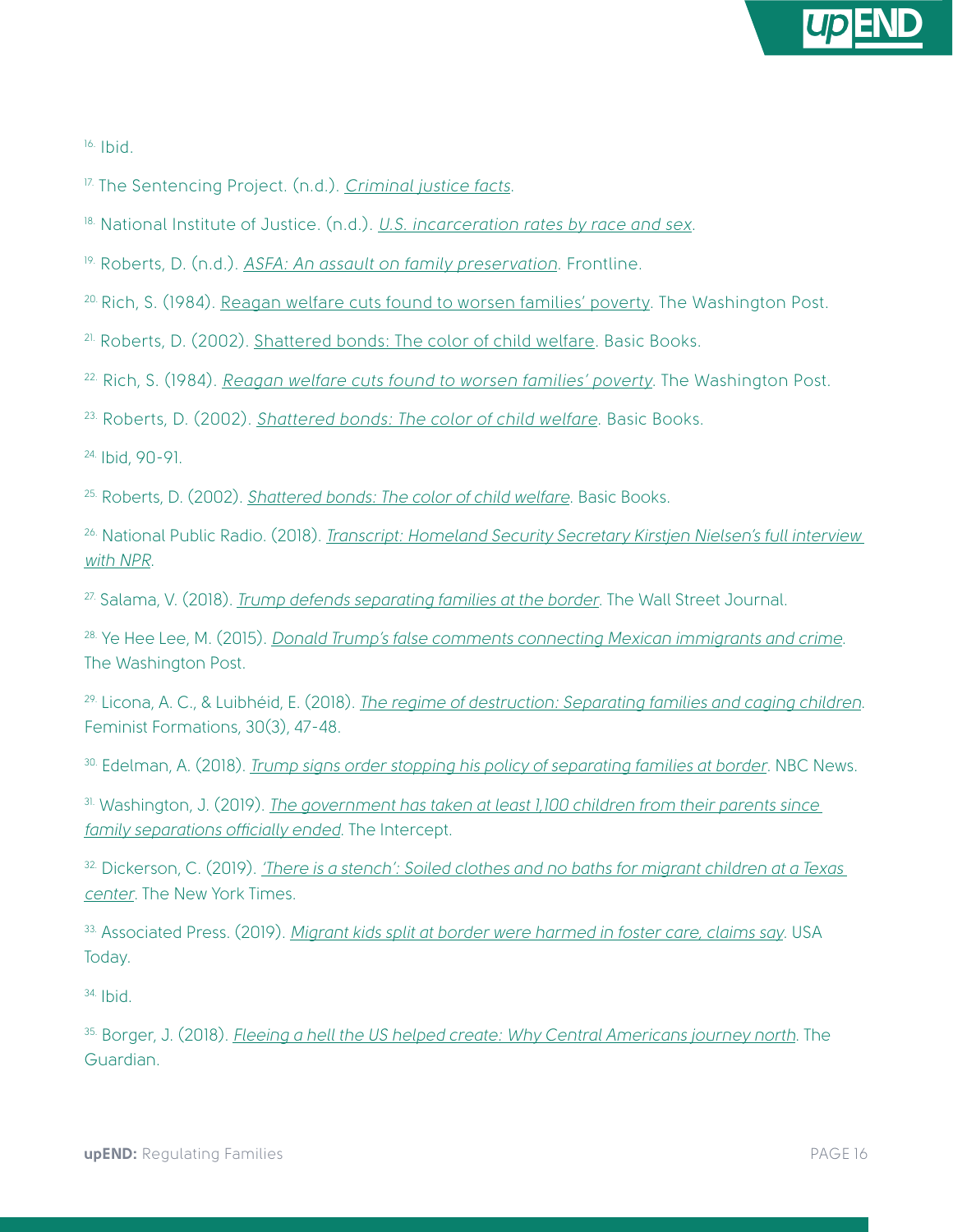16. Ibid.

17. The Sentencing Project. (n.d.). *Criminal justice facts*.

18. National Institute of Justice. (n.d.). *U.S. incarceration rates by race and sex*.

19. Roberts, D. (n.d.). *ASFA: An assault on family preservation*. Frontline.

20. Rich, S. (1984). Reagan welfare cuts found to worsen families' poverty. The Washington Post.

21. Roberts, D. (2002). Shattered bonds: The color of child welfare. Basic Books.

22. Rich, S. (1984). *Reagan welfare cuts found to worsen families' poverty*. The Washington Post.

23. Roberts, D. (2002). *Shattered bonds: The color of child welfare*. Basic Books.

24. Ibid, 90-91.

25. Roberts, D. (2002). *Shattered bonds: The color of child welfare*. Basic Books.

26. National Public Radio. (2018). *Transcript: Homeland Security Secretary Kirstjen Nielsen's full interview with NPR*.

27. Salama, V. (2018). *Trump defends separating families at the border*. The Wall Street Journal.

28. Ye Hee Lee, M. (2015). *Donald Trump's false comments connecting Mexican immigrants and crime*. The Washington Post.

29. Licona, A. C., & Luibhéid, E. (2018). *The regime of destruction: Separating families and caging children*. Feminist Formations, 30(3), 47-48.

30. Edelman, A. (2018). *Trump signs order stopping his policy of separating families at border*. NBC News.

31. Washington, J. (2019). *The government has taken at least 1,100 children from their parents since family separations officially ended*. The Intercept.

32. Dickerson, C. (2019). *'There is a stench': Soiled clothes and no baths for migrant children at a Texas center*. The New York Times.

33. Associated Press. (2019). *Migrant kids split at border were harmed in foster care, claims say*. USA Today.

34. Ibid.

35. Borger, J. (2018). *Fleeing a hell the US helped create: Why Central Americans journey north*. The Guardian.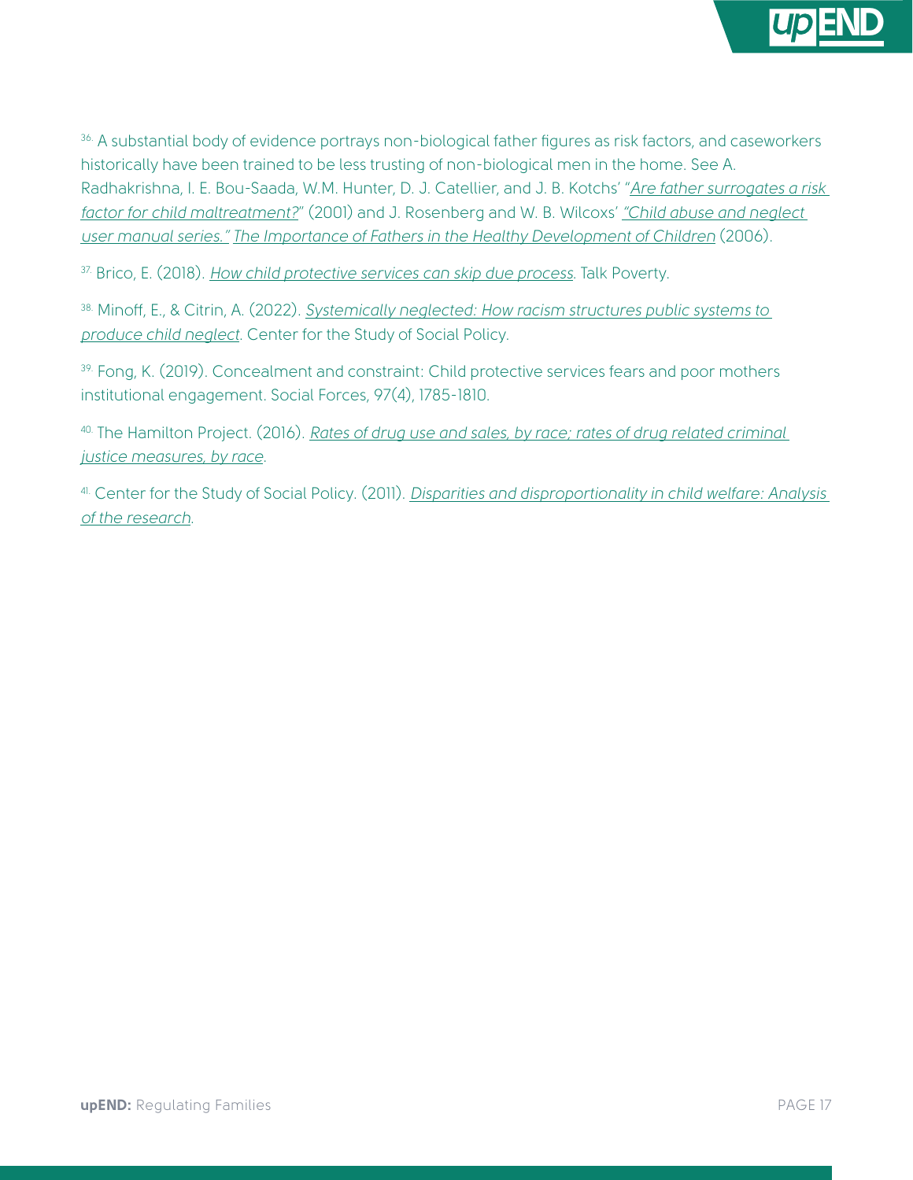[36] A substantial body of evidence portrays non-biological father figures as risk factors, and caseworkers historically have been trained to be less trusting of non-biological men in the home. See A. Radhakrishna, I. E. Bou-Saada, W.M. Hunter, D. J. Catellier, and J. B. Kotchs' "*Are father surrogates a risk factor for child maltreatment?*" (2001) and J. Rosenberg and W. B. Wilcoxs' *"Child abuse and neglect user manual series." The Importance of Fathers in the Healthy Development of Children* (2006).

[37] Brico, E. (2018). *How child protective services can skip due process.* Talk Poverty.

[38] Minoff, E., & Citrin, A. (2022). *Systemically neglected: How racism structures public systems to produce child neglect.* Center for the Study of Social Policy.

[39] Fong, K. (2019). Concealment and constraint: Child protective services fears and poor mothers institutional engagement. Social Forces, 97(4), 1785-1810.

[40] The Hamilton Project. (2016). *Rates of drug use and sales, by race; rates of drug related criminal justice measures, by race*.

[41] Center for the Study of Social Policy. (2011). *Disparities and disproportionality in child welfare: Analysis of the research.*